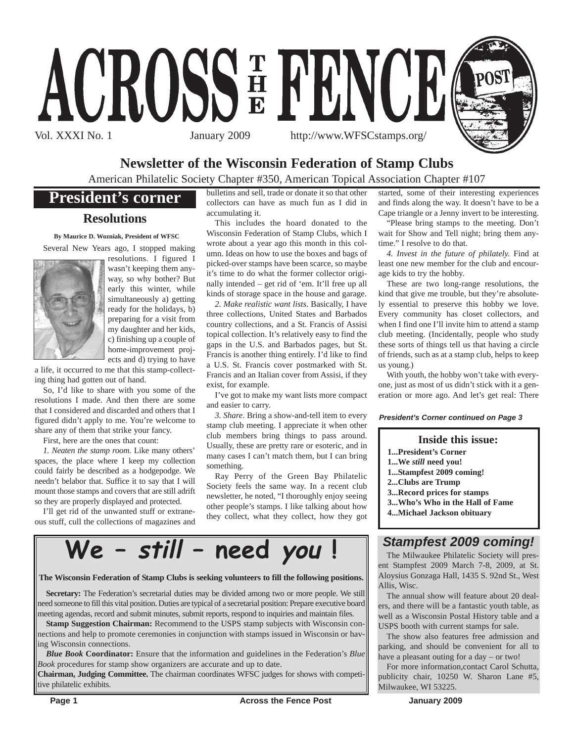# ACROSS THE FENCE POST

Vol. XXXI No. 1 January 2009 http://www.WFSCstamps.org/

## Newsletter of the Wisconsin Federation of Stamp Clubs

American Philatelic Society Chapter #350, American Topical Association Chapter #107

## President's corner

### Resolutions

**By Maurice D. Wozniak, President of WFSC**

Several New Years ago, I stopped making resolutions. I figured I wasn't keeping them anyway, so why bother? But early this winter, while simultaneously a) getting ready for the holidays, b) preparing for a visit from my daughter and her kids, c) finishing up a couple of home-improvement projects and d) trying to have a life, it occurred to me that this stamp-collecting thing had gotten out of hand.

So, I'd like to share with you some of the resolutions I made. And then there are some that I considered and discarded and others that I figured didn't apply to me. You're welcome to share any of them that strike your fancy.

First, here are the ones that count:

*1. Neaten the stamp room.* Like many others' spaces, the place where I keep my collection could fairly be described as a hodgepodge. We needn't belabor that. Suffice it to say that I will mount those stamps and covers that are still adrift so they are properly displayed and protected.

I'll get rid of the unwanted stuff or extraneous stuff, cull the collections of magazines and bulletins and sell, trade or donate it so that other collectors can have as much fun as I did in accumulating it.

This includes the hoard donated to the Wisconsin Federation of Stamp Clubs, which I wrote about a year ago this month in this column. Ideas on how to use the boxes and bags of picked-over stamps have been scarce, so maybe it's time to do what the former collector originally intended – get rid of 'em. It'll free up all kinds of storage space in the house and garage.

*2. Make realistic want lists.* Basically, I have three collections, United States and Barbados country collections, and a St. Francis of Assisi topical collection. It's relatively easy to find the gaps in the U.S. and Barbados pages, but St. Francis is another thing entirely. I'd like to find a U.S. St. Francis cover postmarked with St. Francis and an Italian cover from Assisi, if they exist, for example.

I've got to make my want lists more compact and easier to carry.

*3. Share*. Bring a show-and-tell item to every stamp club meeting. I appreciate it when other club members bring things to pass around. Usually, these are pretty rare or esoteric, and in many cases I can't match them, but I can bring something.

Ray Perry of the Green Bay Philatelic Society feels the same way. In a recent club newsletter, he noted, "I thoroughly enjoy seeing other people's stamps. I like talking about how they collect, what they collect, how they got started, some of their interesting experiences and finds along the way. It doesn't have to be a Cape triangle or a Jenny invert to be interesting.

"Please bring stamps to the meeting. Don't wait for Show and Tell night; bring them anytime." I resolve to do that.

*4. Invest in the future of philately.* Find at least one new member for the club and encourage kids to try the hobby.

These are two long-range resolutions, the kind that give me trouble, but they're absolutely essential to preserve this hobby we love. Every community has closet collectors, and when I find one I'll invite him to attend a stamp club meeting. (Incidentally, people who study these sorts of things tell us that having a circle of friends, such as at a stamp club, helps to keep us young.)

With youth, the hobby won't take with everyone, just as most of us didn't stick with it a generation or more ago. And let's get real: There

***President's Corner continued on Page 3***

**Inside this issue:**

- **1...President's Corner**
- **1...We *still* need you!**
- **1...Stampfest 2009 coming!**
- **2...Clubs are Trump**
- **3...Record prices for stamps**
- **3...Who's Who in the Hall of Fame**
- **4...Michael Jackson obituary**

## We – *still* – need you !

**The Wisconsin Federation of Stamp Clubs is seeking volunteers to fill the following positions.**

**Secretary:** The Federation's secretarial duties may be divided among two or more people. We still need someone to fill this vital position. Duties are typical of a secretarial position: Prepare executive board meeting agendas, record and submit minutes, submit reports, respond to inquiries and maintain files.

**Stamp Suggestion Chairman:** Recommend to the USPS stamp subjects with Wisconsin connections and help to promote ceremonies in conjunction with stamps issued in Wisconsin or having Wisconsin connections.

***Blue Book* Coordinator:** Ensure that the information and guidelines in the Federation's *Blue Book* procedures for stamp show organizers are accurate and up to date.

**Chairman, Judging Committee.** The chairman coordinates WFSC judges for shows with competitive philatelic exhibits.

## *Stampfest 2009 coming!*

The Milwaukee Philatelic Society will present Stampfest 2009 March 7-8, 2009, at St. Aloysius Gonzaga Hall, 1435 S. 92nd St., West Allis, Wisc.

The annual show will feature about 20 dealers, and there will be a fantastic youth table, as well as a Wisconsin Postal History table and a USPS booth with current stamps for sale.

The show also features free admission and parking, and should be convenient for all to have a pleasant outing for a day – or two!

For more information,contact Carol Schutta, publicity chair, 10250 W. Sharon Lane #5, Milwaukee, WI 53225.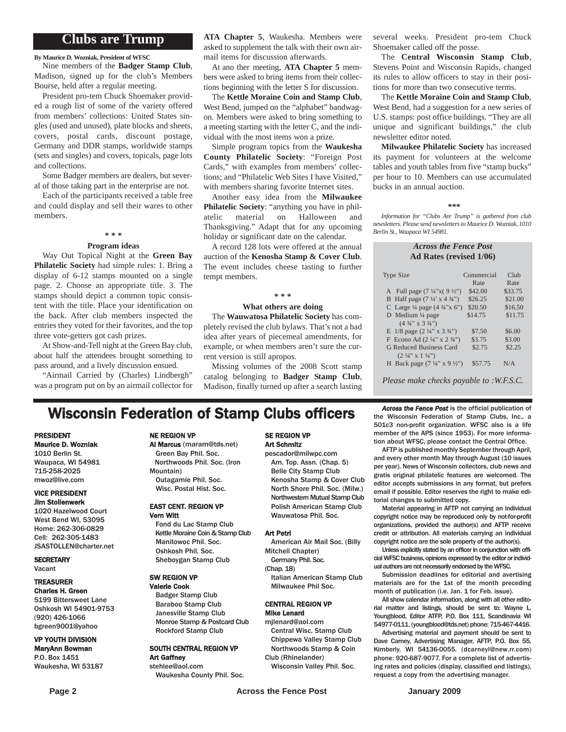# Clubs are Trump

**By Maurice D. Wozniak, President of WFSC**

Nine members of the **Badger Stamp Club**, Madison, signed up for the club's Members Bourse, held after a regular meeting.

President pro-tem Chuck Shoemaker provided a rough list of some of the variety offered from members' collections: United States singles (used and unused), plate blocks and sheets, covers, postal cards, discount postage, Germany and DDR stamps, worldwide stamps (sets and singles) and covers, topicals, page lots and collections.

Some Badger members are dealers, but several of those taking part in the enterprise are not.

Each of the participants received a table free and could display and sell their wares to other members.

\* \* \*

### Program ideas

Way Out Topical Night at the **Green Bay Philatelic Society** had simple rules: 1. Bring a display of 6-12 stamps mounted on a single page. 2. Choose an appropriate title. 3. The stamps should depict a common topic consistent with the title. Place your identification on the back. After club members inspected the entries they voted for their favorites, and the top three vote-getters got cash prizes.

At Show-and-Tell night at the Green Bay club, about half the attendees brought something to pass around, and a lively discussion ensued.

"Airmail Carried by (Charles) Lindbergh" was a program put on by an airmail collector for **ATA Chapter 5**, Waukesha. Members were asked to supplement the talk with their own airmail items for discussion afterwards.

At ano ther meeting, **ATA Chapter 5** members were asked to bring items from their collections beginning with the letter S for discussion.

The **Kettle Moraine Coin and Stamp Club**, West Bend, jumped on the "alphabet" bandwagon. Members were asked to bring something to a meeting starting with the letter C, and the individual with the most items won a prize.

Simple program topics from the **Waukesha County Philatelic Society**: "Foreign Post Cards," with examples from members' collections; and "Philatelic Web Sites I have Visited," with members sharing favorite Internet sites.

Another easy idea from the **Milwaukee Philatelic Society**: "anything you have in philatelic material on Halloween and Thanksgiving." Adapt that for any upcoming holiday or significant date on the calendar.

A record 128 lots were offered at the annual auction of the **Kenosha Stamp & Cover Club**. The event includes cheese tasting to further tempt members.

\* \* \*

### What others are doing

The **Wauwatosa Philatelic Society** has completely revised the club bylaws. That's not a bad idea after years of piecemeal amendments, for example, or when members aren't sure the current version is still apropos.

Missing volumes of the 2008 Scott stamp catalog belonging to **Badger Stamp Club**, Madison, finally turned up after a search lasting several weeks. President pro-tem Chuck Shoemaker called off the posse.

The **Central Wisconsin Stamp Club**, Stevens Point and Wisconsin Rapids, changed its rules to allow officers to stay in their positions for more than two consecutive terms.

The **Kettle Moraine Coin and Stamp Club**, West Bend, had a suggestion for a new series of U.S. stamps: post office buildings. "They are all unique and significant buildings," the club newsletter editor noted.

**Milwaukee Philatelic Society** has increased its payment for volunteers at the welcome tables and youth tables from five "stamp bucks" per hour to 10. Members can use accumulated bucks in an annual auction.

\*\*\*

*Information for "Clubs Are Trump" is gathered from club newsletters. Please send newsletters to Maurice D. Wozniak, 1010 Berlin St., Waupaca WI 54981.*

### *Across the Fence Post* Ad Rates (revised 1/06)

| Type Size | Commercial Rate | Club Rate |
|---|---|---|
| A Full page (7 ¼"x( 9 ½") | $42.00 | $33.75 |
| B Half page (7 ¼' x 4 ¾") | $26.25 | $21.00 |
| C Large ¼ page (4 ¾"x 6") | $20.50 | $16.50 |
| D Medium ¼ page (4 ¾" x 3 ¾") | $14.75 | $11.75 |
| E 1/8 page (2 ¼" x 3 ¾") | $7.50 | $6.00 |
| F Econo Ad (2 ¼" x 2 ¾") | $3.75 | $3.00 |
| G Reduced Business Card (2 ¼" x 1 ¼") | $2.75 | $2.25 |
| H Back page (7 ¼" x 9 ½") | $57.75 | N/A |

*Please make checks payable to :W.F.S.C.*

# Wisconsin Federation of Stamp Clubs officers

**PRESIDENT**
**Maurice D. Wozniak**
1010 Berlin St.
Waupaca, WI 54981
715-258-2025
mwoz@live.com

**VICE PRESIDENT**
**Jim Stollenwerk**
1020 Hazelwood Court
West Bend WI, 53095
Home: 262-306-0829
Cell: 262-305-1483
JSASTOLLEN@charter.net

**SECRETARY**
Vacant

**TREASURER**
**Charles H. Green**
5199 Bittersweet Lane
Oshkosh WI 54901-9753
(920) 426-1066
bgreen9001@yahoo

**VP YOUTH DIVISION**
**MaryAnn Bowman**
P.O. Box 1451
Waukesha, WI 53187

**NE REGION VP**
**Al Marcus** (maram@tds.net)
Green Bay Phil. Soc.
Northwoods Phil. Soc. (Iron Mountain)
Outagamie Phil. Soc.
Wisc. Postal Hist. Soc.

**EAST CENT. REGION VP**
**Vern Witt**
Fond du Lac Stamp Club
Kettle Moraine Coin & Stamp Club
Manitowoc Phil. Soc.
Oshkosh Phil. Soc.
Sheboygan Stamp Club

**SW REGION VP**
**Valerie Cook**
Badger Stamp Club
Baraboo Stamp Club
Janesville Stamp Club
Monroe Stamp & Postcard Club
Rockford Stamp Club

**SOUTH CENTRAL REGION VP**
**Art Gaffney**
stehlee@aol.com
Waukesha County Phil. Soc.

**SE REGION VP**
**Art Schmitz**
pescador@milwpc.com
Am. Top. Assn. (Chap. 5)
Belle City Stamp Club
Kenosha Stamp & Cover Club
North Shore Phil. Soc. (Milw.)
Northwestern Mutual Stamp Club
Polish American Stamp Club
Wauwatosa Phil. Soc.

**Art Petri**
American Air Mail Soc. (Billy Mitchell Chapter)
Germany Phil. Soc. (Chap. 18)
Italian American Stamp Club
Milwaukee Phil Soc.

**CENTRAL REGION VP**
**Mike Lenard**
mjlenard@aol.com
Central Wisc. Stamp Club
Chippewa Valley Stamp Club
Northwoods Stamp & Coin Club (Rhinelander)
Wisconsin Valley Phil. Soc.

***Across the Fence Post*** is the official publication of the Wisconsin Federation of Stamp Clubs, Inc., a 501c3 non-profit organization. WFSC also is a life member of the APS (since 1953). For more information about WFSC, please contact the Central Office.

AFTP is published monthly September through April, and every other month May through August (10 issues per year). News of Wisconsin collectors, club news and gratis original philatelic features are welcomed. The editor accepts submissions in any format, but prefers email if possible. Editor reserves the right to make editorial changes to submitted copy.

Material appearing in AFTP not carrying an individual copyright notice may be reproduced only by not-for-profit organizations, provided the author(s) and AFTP receive credit or attribution. All materials carrying an individual copyright notice are the sole property of the author(s).

Unless explicitly stated by an officer in conjunction with official WFSC business, opinions expressed by the editor or individual authors are not necessarily endorsed by the WFSC.

Submission deadlines for editorial and avertising materials are for the 1st of the month preceding month of publication (i.e. Jan. 1 for Feb. issue).

All show calendar information, along with all other editorial matter and listings, should be sent to: Wayne L. Youngblood, Editor ATFP, P.O. Box 111, Scandinavia WI 54977-0111. (youngblood@tds.net) phone: 715-467-4416.

Advertising material and payment should be sent to Dave Carney, Advertising Manager, AFTP, P.O. Box 55, Kimberly, WI 54136-0055. (dcarneyl@new.rr.com) phone: 920-687-9077. For a complete list of advertising rates and policies (display, classified and listings), request a copy from the advertising manager.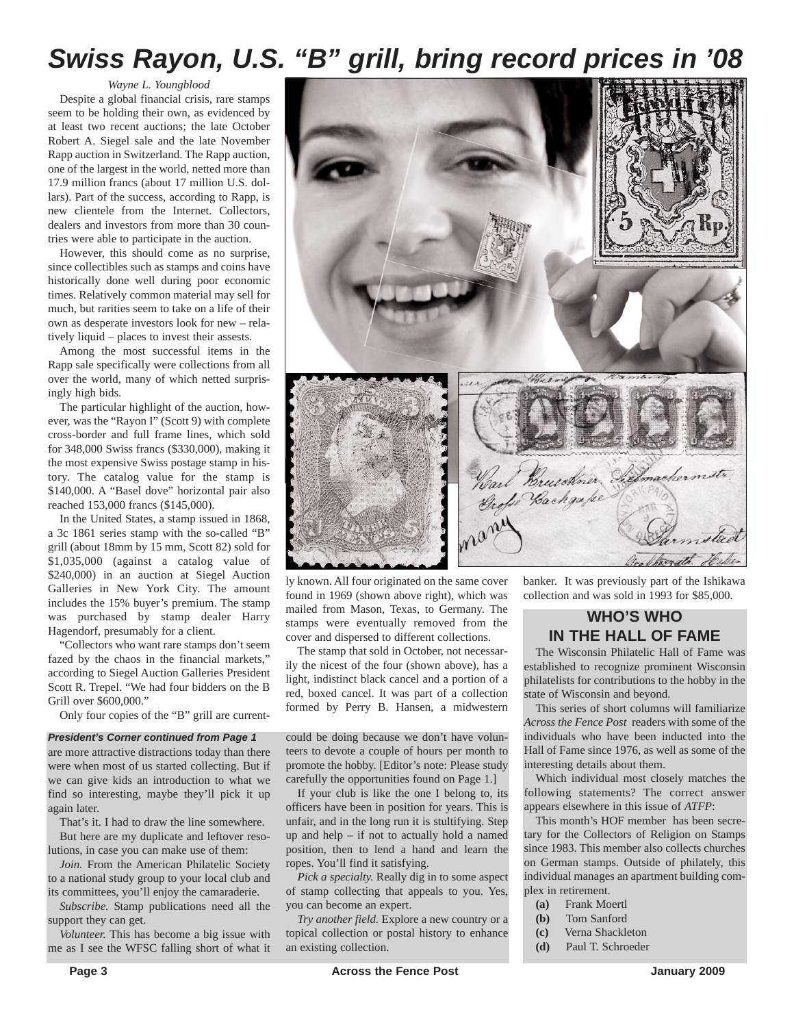# Swiss Rayon, U.S. "B" grill, bring record prices in '08

*Wayne L. Youngblood*

Despite a global financial crisis, rare stamps seem to be holding their own, as evidenced by at least two recent auctions; the late October Robert A. Siegel sale and the late November Rapp auction in Switzerland. The Rapp auction, one of the largest in the world, netted more than 17.9 million francs (about 17 million U.S. dollars). Part of the success, according to Rapp, is new clientele from the Internet. Collectors, dealers and investors from more than 30 countries were able to participate in the auction.

However, this should come as no surprise, since collectibles such as stamps and coins have historically done well during poor economic times. Relatively common material may sell for much, but rarities seem to take on a life of their own as desperate investors look for new – relatively liquid – places to invest their assests.

Among the most successful items in the Rapp sale specifically were collections from all over the world, many of which netted surprisingly high bids.

The particular highlight of the auction, however, was the "Rayon I" (Scott 9) with complete cross-border and full frame lines, which sold for 348,000 Swiss francs ($330,000), making it the most expensive Swiss postage stamp in history. The catalog value for the stamp is $140,000. A "Basel dove" horizontal pair also reached 153,000 francs ($145,000).

In the United States, a stamp issued in 1868, a 3c 1861 series stamp with the so-called "B" grill (about 18mm by 15 mm, Scott 82) sold for $1,035,000 (against a catalog value of $240,000) in an auction at Siegel Auction Galleries in New York City. The amount includes the 15% buyer's premium. The stamp was purchased by stamp dealer Harry Hagendorf, presumably for a client.

"Collectors who want rare stamps don't seem fazed by the chaos in the financial markets," according to Siegel Auction Galleries President Scott R. Trepel. "We had four bidders on the B Grill over $600,000."

Only four copies of the "B" grill are currently known. All four originated on the same cover found in 1969 (shown above right), which was mailed from Mason, Texas, to Germany. The stamps were eventually removed from the cover and dispersed to different collections.

The stamp that sold in October, not necessarily the nicest of the four (shown above), has a light, indistinct black cancel and a portion of a red, boxed cancel. It was part of a collection formed by Perry B. Hansen, a midwestern banker. It was previously part of the Ishikawa collection and was sold in 1993 for $85,000.

***President's Corner continued from Page 1***

are more attractive distractions today than there were when most of us started collecting. But if we can give kids an introduction to what we find so interesting, maybe they'll pick it up again later.

That's it. I had to draw the line somewhere.

But here are my duplicate and leftover resolutions, in case you can make use of them:

*Join.* From the American Philatelic Society to a national study group to your local club and its committees, you'll enjoy the camaraderie.

*Subscribe.* Stamp publications need all the support they can get.

*Volunteer.* This has become a big issue with me as I see the WFSC falling short of what it could be doing because we don't have volunteers to devote a couple of hours per month to promote the hobby. [Editor's note: Please study carefully the opportunities found on Page 1.]

If your club is like the one I belong to, its officers have been in position for years. This is unfair, and in the long run it is stultifying. Step up and help – if not to actually hold a named position, then to lend a hand and learn the ropes. You'll find it satisfying.

*Pick a specialty.* Really dig in to some aspect of stamp collecting that appeals to you. Yes, you can become an expert.

*Try another field.* Explore a new country or a topical collection or postal history to enhance an existing collection.

## WHO'S WHO IN THE HALL OF FAME

The Wisconsin Philatelic Hall of Fame was established to recognize prominent Wisconsin philatelists for contributions to the hobby in the state of Wisconsin and beyond.

This series of short columns will familiarize *Across the Fence Post* readers with some of the individuals who have been inducted into the Hall of Fame since 1976, as well as some of the interesting details about them.

Which individual most closely matches the following statements? The correct answer appears elsewhere in this issue of *ATFP*:

This month's HOF member has been secretary for the Collectors of Religion on Stamps since 1983. This member also collects churches on German stamps. Outside of philately, this individual manages an apartment building complex in retirement.

- **(a)** Frank Moertl
- **(b)** Tom Sanford
- **(c)** Verna Shackleton
- **(d)** Paul T. Schroeder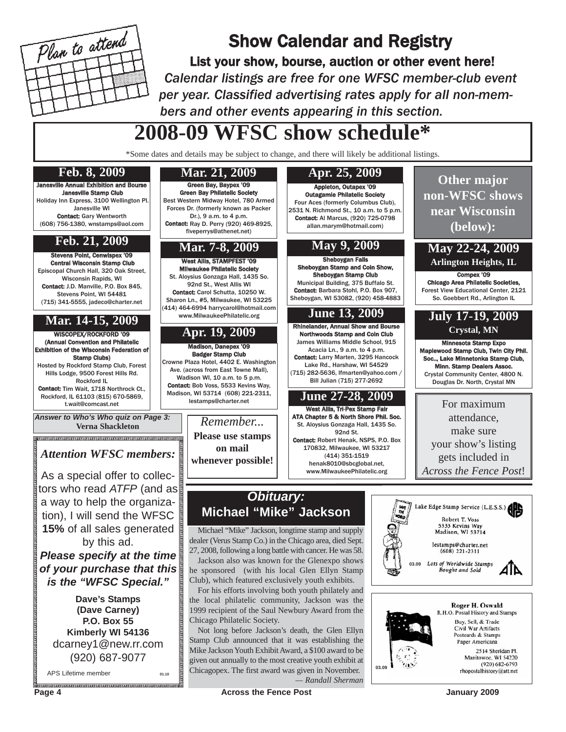Plan to attend

# Show Calendar and Registry

**List your show, bourse, auction or other event here!**

*Calendar listings are free for one WFSC member-club event per year. Classified advertising rates apply for all non-members and other events appearing in this section.*

## 2008-09 WFSC show schedule*

*Some dates and details may be subject to change, and there will likely be additional listings.

### Feb. 8, 2009

**Janesville Annual Exhibition and Bourse**
**Janesville Stamp Club**
Holiday Inn Express, 3100 Wellington Pl. Janesville WI
**Contact:** Gary Wentworth (608) 756-1380, wnstamps@aol.com

### Feb. 21, 2009

**Stevens Point, Cenwispex '09**
**Central Wisconsin Stamp Club**
Episcopal Church Hall, 320 Oak Street, Wisconsin Rapids, WI
**Contact:** J.D. Manville, P.O. Box 845, Stevens Point, WI 54481 (715) 341-5555, jadeco@charter.net

### Mar. 14-15, 2009

**WISCOPEX/ROCKFORD '09**
**(Annual Convention and Philatelic Exhibition of the Wisconsin Federation of Stamp Clubs)**
Hosted by Rockford Stamp Club, Forest Hills Lodge, 9500 Forest Hills Rd. Rockford IL
**Contact:** Tim Wait, 1718 Northrock Ct., Rockford, IL 61103 (815) 670-5869, t.wait@comcast.net

### Mar. 21, 2009

**Green Bay, Baypex '09**
**Green Bay Philatelic Society**
Best Western Midway Hotel, 780 Armed Forces Dr. (formerly known as Packer Dr.), 9 a.m. to 4 p.m.
**Contact:** Ray D. Perry (920) 469-8925, fiveperrys@athenet.net)

### Mar. 7-8, 2009

**West Allis, STAMPFEST '09**
**Milwaukee Philatelic Society**
St. Aloysius Gonzaga Hall, 1435 So. 92nd St., West Allis WI
**Contact:** Carol Schutta, 10250 W. Sharon Ln., #5, Milwaukee, WI 53225 (414) 464-6994 harrycarol@hotmail.com www.MilwaukeePhilatelic.org

### Apr. 19, 2009

**Madison, Danepex '09**
**Badger Stamp Club**
Crowne Plaza Hotel, 4402 E. Washington Ave. (across from East Towne Mall), Wadison WI, 10 a.m. to 5 p.m.
**Contact:** Bob Voss, 5533 Kevins Way, Madison, WI 53714 (608) 221-2311, lestamps@charter.net

### Apr. 25, 2009

**Appleton, Outapex '09**
**Outagamie Philatelic Society**
Four Aces (formerly Columbus Club), 2531 N. Richmond St., 10 a.m. to 5 p.m.
**Contact:** Al Marcus, (920) 725-0798 allan.marym@hotmail.com)

### May 9, 2009

**Sheboygan Falls**
**Sheboygan Stamp and Coin Show, Sheboygan Stamp Club**
Municipal Building, 375 Buffalo St.
**Contact:** Barbara Stohl, P.O. Box 907, Sheboygan, WI 53082, (920) 458-4883

### June 13, 2009

**Rhinelander, Annual Show and Bourse**
**Northwoods Stamp and Coin Club**
James Williams Middle School, 915 Acacia Ln., 9 a.m. to 4 p.m.
**Contact:** Larry Marten, 3295 Hancock Lake Rd., Harshaw, WI 54529 (715) 282-5636, lfmarten@yahoo.com / Bill Julian (715) 277-2692

### June 27-28, 2009

**West Allis, Tri-Pex Stamp Fair**
**ATA Chapter 5 & North Shore Phil. Soc.**
St. Aloysius Gonzaga Hall, 1435 So. 92nd St.
**Contact:** Robert Henak, NSPS, P.O. Box 170832, Milwaukee, WI 53217 (414) 351-1519 henak8010@sbcglobal.net, www.MilwaukeePhilatelic.org

### Other major non-WFSC shows near Wisconsin (below):

### May 22-24, 2009
**Arlington Heights, IL**

**Compex '09**
**Chicago Area Philatelic Societies,**
Forest View Educational Center, 2121 So. Goebbert Rd., Arlington IL

### July 17-19, 2009
**Crystal, MN**

**Minnesota Stamp Expo**
**Maplewood Stamp Club, Twin City Phil. Soc.., Lake Minnetonka Stamp Club, Minn. Stamp Dealers Assoc.**
Crystal Community Center, 4800 N. Douglas Dr. North, Crystal MN

For maximum attendance, make sure your show's listing gets included in *Across the Fence Post*!

*Answer to Who's Who quiz on Page 3:*
**Verna Shackleton**

*Remember...*
**Please use stamps on mail whenever possible!**

*Attention WFSC members:*

As a special offer to collectors who read *ATFP* (and as a way to help the organization), I will send the WFSC **15%** of all sales generated by this ad.

***Please specify at the time of your purchase that this is the "WFSC Special."***

**Dave's Stamps**
**(Dave Carney)**
**P.O. Box 55**
**Kimberly WI 54136**
dcarney1@new.rr.com
(920) 687-9077

APS Lifetime member 01.10

## *Obituary:* Michael "Mike" Jackson

Michael "Mike" Jackson, longtime stamp and supply dealer (Verus Stamp Co.) in the Chicago area, died Sept. 27, 2008, following a long battle with cancer. He was 58.

Jackson also was known for the Glenexpo shows he sponsored (with his local Glen Ellyn Stamp Club), which featured exclusively youth exhibits.

For his efforts involving both youth philately and the local philatelic community, Jackson was the 1999 recipient of the Saul Newbury Award from the Chicago Philatelic Society.

Not long before Jackson's death, the Glen Ellyn Stamp Club announced that it was establishing the Mike Jackson Youth Exhibit Award, a $100 award to be given out annually to the most creative youth exhibit at Chicagopex. The first award was given in November.

*— Randall Sherman*

Lake Edge Stamp Service (L.E.S.S.)
Robert T. Voss
5533 Kevins Way
Madison, WI 53714
lestamps@charter.net
(608) 221-2311
*Lots of Worldwide Stamps Bought and Sold*
03.09

**Roger H. Oswald**
R.H.O. Postal History and Stamps
Buy, Sell, & Trade
Civil War Artifacts
Postcards & Stamps
Paper Americana
2514 Sheridan Pl.
Manitowoc, WI 54220
(920) 682-6793
rhopostalhistory@att.net
03.09